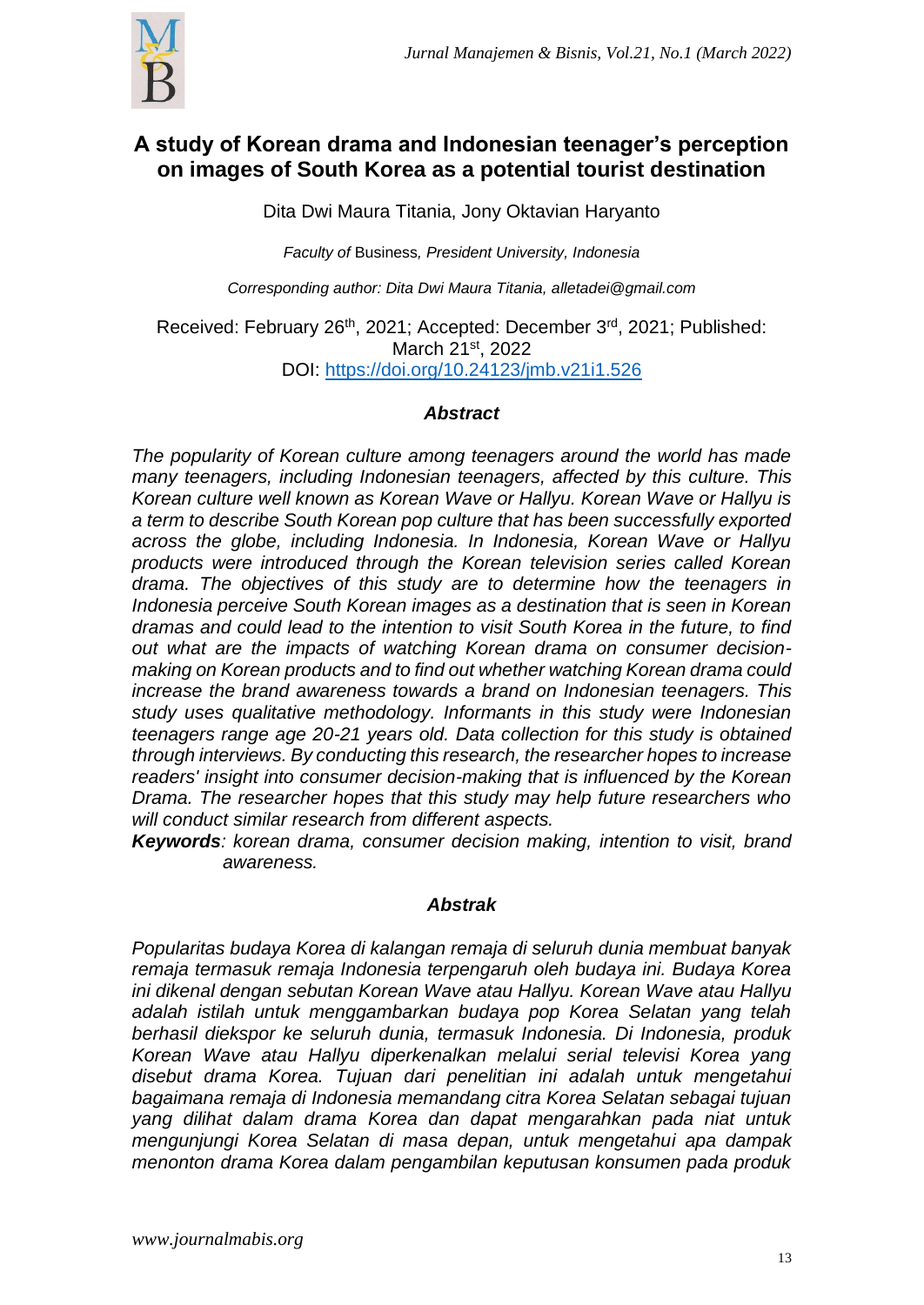# A study of Korean drama and Indonesian teenager's perception on images of South Korea as a potential tourist destination

Dita Dwi Maura Titania, Jony Oktavian Haryanto

*Faculty of* Business*, President University, Indonesia*

*Corresponding author: Dita Dwi Maura Titania, alletadei@gmail.com*

Received: February 26th, 2021; Accepted: December 3rd, 2021; Published: March 21st, 2022
DOI: https://doi.org/10.24123/jmb.v21i1.526

### *Abstract*

*The popularity of Korean culture among teenagers around the world has made many teenagers, including Indonesian teenagers, affected by this culture. This Korean culture well known as Korean Wave or Hallyu. Korean Wave or Hallyu is a term to describe South Korean pop culture that has been successfully exported across the globe, including Indonesia. In Indonesia, Korean Wave or Hallyu products were introduced through the Korean television series called Korean drama. The objectives of this study are to determine how the teenagers in Indonesia perceive South Korean images as a destination that is seen in Korean dramas and could lead to the intention to visit South Korea in the future, to find out what are the impacts of watching Korean drama on consumer decision-making on Korean products and to find out whether watching Korean drama could increase the brand awareness towards a brand on Indonesian teenagers. This study uses qualitative methodology. Informants in this study were Indonesian teenagers range age 20-21 years old. Data collection for this study is obtained through interviews. By conducting this research, the researcher hopes to increase readers' insight into consumer decision-making that is influenced by the Korean Drama. The researcher hopes that this study may help future researchers who will conduct similar research from different aspects.*

***Keywords****: korean drama, consumer decision making, intention to visit, brand awareness.*

### *Abstrak*

*Popularitas budaya Korea di kalangan remaja di seluruh dunia membuat banyak remaja termasuk remaja Indonesia terpengaruh oleh budaya ini. Budaya Korea ini dikenal dengan sebutan Korean Wave atau Hallyu. Korean Wave atau Hallyu adalah istilah untuk menggambarkan budaya pop Korea Selatan yang telah berhasil diekspor ke seluruh dunia, termasuk Indonesia. Di Indonesia, produk Korean Wave atau Hallyu diperkenalkan melalui serial televisi Korea yang disebut drama Korea. Tujuan dari penelitian ini adalah untuk mengetahui bagaimana remaja di Indonesia memandang citra Korea Selatan sebagai tujuan yang dilihat dalam drama Korea dan dapat mengarahkan pada niat untuk mengunjungi Korea Selatan di masa depan, untuk mengetahui apa dampak menonton drama Korea dalam pengambilan keputusan konsumen pada produk*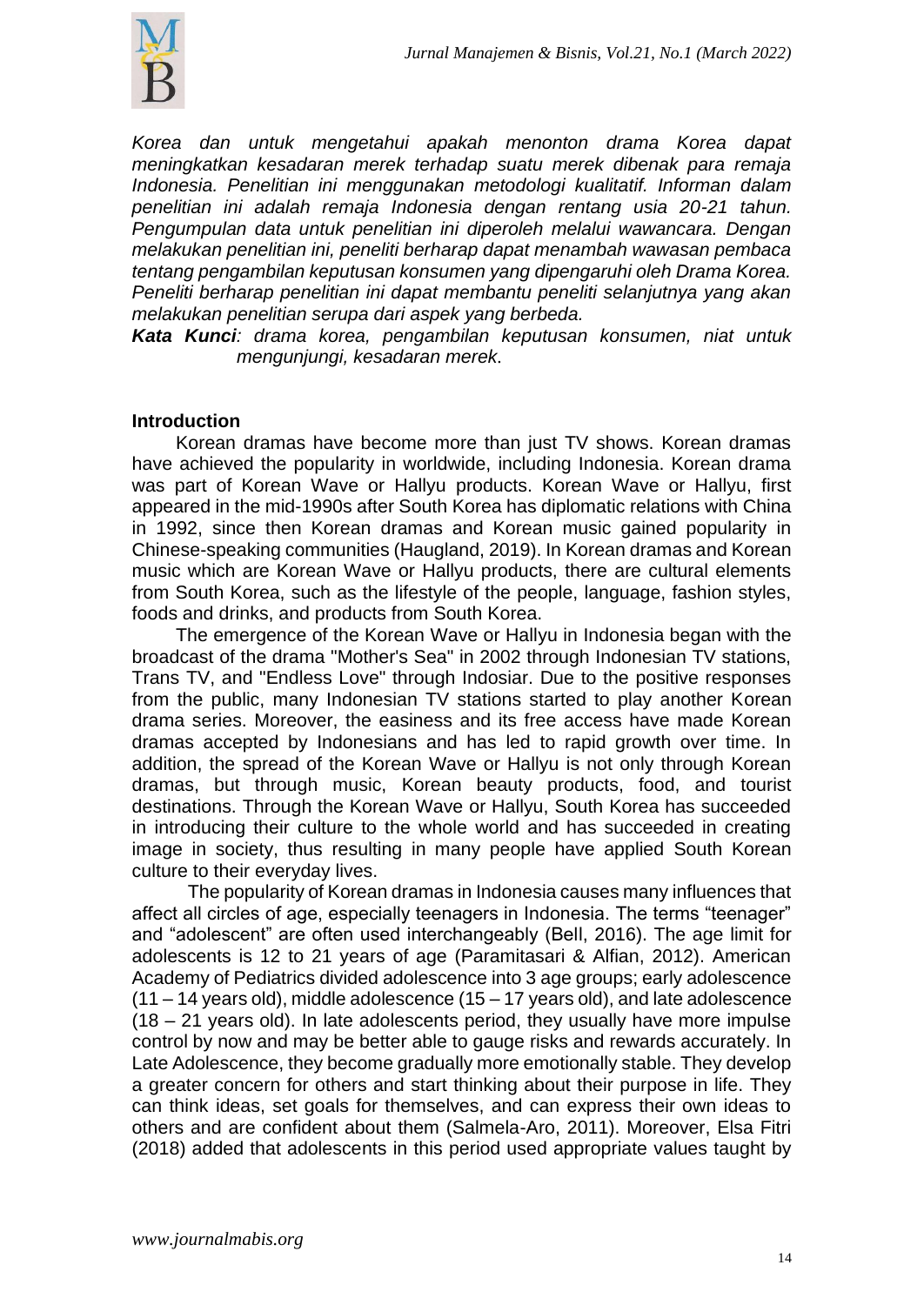*Korea dan untuk mengetahui apakah menonton drama Korea dapat meningkatkan kesadaran merek terhadap suatu merek dibenak para remaja Indonesia. Penelitian ini menggunakan metodologi kualitatif. Informan dalam penelitian ini adalah remaja Indonesia dengan rentang usia 20-21 tahun. Pengumpulan data untuk penelitian ini diperoleh melalui wawancara. Dengan melakukan penelitian ini, peneliti berharap dapat menambah wawasan pembaca tentang pengambilan keputusan konsumen yang dipengaruhi oleh Drama Korea. Peneliti berharap penelitian ini dapat membantu peneliti selanjutnya yang akan melakukan penelitian serupa dari aspek yang berbeda.*

***Kata Kunci**: drama korea, pengambilan keputusan konsumen, niat untuk mengunjungi, kesadaran merek.*

## Introduction

Korean dramas have become more than just TV shows. Korean dramas have achieved the popularity in worldwide, including Indonesia. Korean drama was part of Korean Wave or Hallyu products. Korean Wave or Hallyu, first appeared in the mid-1990s after South Korea has diplomatic relations with China in 1992, since then Korean dramas and Korean music gained popularity in Chinese-speaking communities (Haugland, 2019). In Korean dramas and Korean music which are Korean Wave or Hallyu products, there are cultural elements from South Korea, such as the lifestyle of the people, language, fashion styles, foods and drinks, and products from South Korea.

The emergence of the Korean Wave or Hallyu in Indonesia began with the broadcast of the drama "Mother's Sea" in 2002 through Indonesian TV stations, Trans TV, and "Endless Love" through Indosiar. Due to the positive responses from the public, many Indonesian TV stations started to play another Korean drama series. Moreover, the easiness and its free access have made Korean dramas accepted by Indonesians and has led to rapid growth over time. In addition, the spread of the Korean Wave or Hallyu is not only through Korean dramas, but through music, Korean beauty products, food, and tourist destinations. Through the Korean Wave or Hallyu, South Korea has succeeded in introducing their culture to the whole world and has succeeded in creating image in society, thus resulting in many people have applied South Korean culture to their everyday lives.

The popularity of Korean dramas in Indonesia causes many influences that affect all circles of age, especially teenagers in Indonesia. The terms "teenager" and "adolescent" are often used interchangeably (Bell, 2016). The age limit for adolescents is 12 to 21 years of age (Paramitasari & Alfian, 2012). American Academy of Pediatrics divided adolescence into 3 age groups; early adolescence (11 – 14 years old), middle adolescence (15 – 17 years old), and late adolescence (18 – 21 years old). In late adolescents period, they usually have more impulse control by now and may be better able to gauge risks and rewards accurately. In Late Adolescence, they become gradually more emotionally stable. They develop a greater concern for others and start thinking about their purpose in life. They can think ideas, set goals for themselves, and can express their own ideas to others and are confident about them (Salmela-Aro, 2011). Moreover, Elsa Fitri (2018) added that adolescents in this period used appropriate values taught by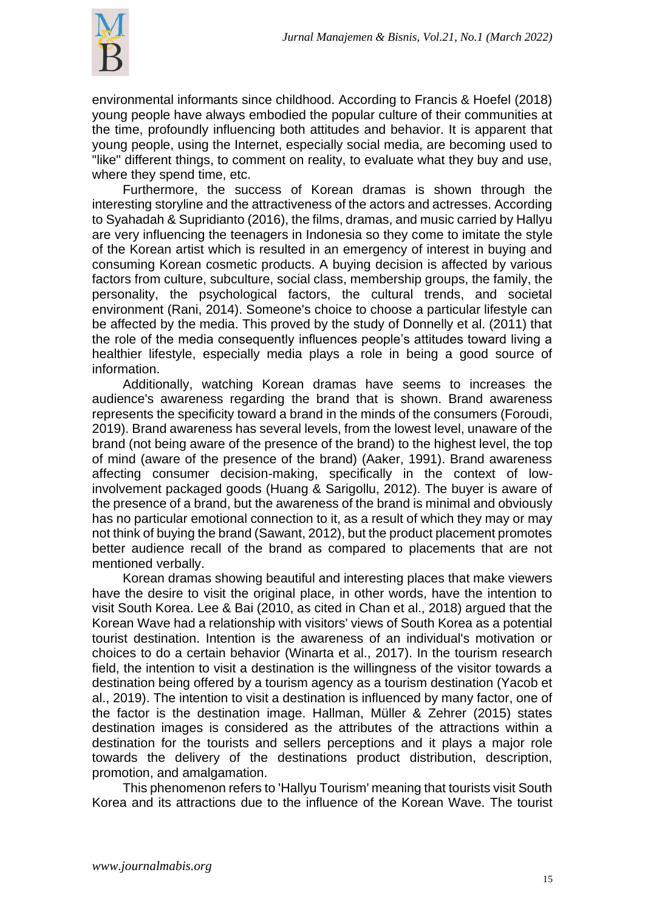environmental informants since childhood. According to Francis & Hoefel (2018) young people have always embodied the popular culture of their communities at the time, profoundly influencing both attitudes and behavior. It is apparent that young people, using the Internet, especially social media, are becoming used to "like" different things, to comment on reality, to evaluate what they buy and use, where they spend time, etc.

Furthermore, the success of Korean dramas is shown through the interesting storyline and the attractiveness of the actors and actresses. According to Syahadah & Supridianto (2016), the films, dramas, and music carried by Hallyu are very influencing the teenagers in Indonesia so they come to imitate the style of the Korean artist which is resulted in an emergency of interest in buying and consuming Korean cosmetic products. A buying decision is affected by various factors from culture, subculture, social class, membership groups, the family, the personality, the psychological factors, the cultural trends, and societal environment (Rani, 2014). Someone's choice to choose a particular lifestyle can be affected by the media. This proved by the study of Donnelly et al. (2011) that the role of the media consequently influences people's attitudes toward living a healthier lifestyle, especially media plays a role in being a good source of information.

Additionally, watching Korean dramas have seems to increases the audience's awareness regarding the brand that is shown. Brand awareness represents the specificity toward a brand in the minds of the consumers (Foroudi, 2019). Brand awareness has several levels, from the lowest level, unaware of the brand (not being aware of the presence of the brand) to the highest level, the top of mind (aware of the presence of the brand) (Aaker, 1991). Brand awareness affecting consumer decision-making, specifically in the context of low-involvement packaged goods (Huang & Sarigollu, 2012). The buyer is aware of the presence of a brand, but the awareness of the brand is minimal and obviously has no particular emotional connection to it, as a result of which they may or may not think of buying the brand (Sawant, 2012), but the product placement promotes better audience recall of the brand as compared to placements that are not mentioned verbally.

Korean dramas showing beautiful and interesting places that make viewers have the desire to visit the original place, in other words, have the intention to visit South Korea. Lee & Bai (2010, as cited in Chan et al., 2018) argued that the Korean Wave had a relationship with visitors' views of South Korea as a potential tourist destination. Intention is the awareness of an individual's motivation or choices to do a certain behavior (Winarta et al., 2017). In the tourism research field, the intention to visit a destination is the willingness of the visitor towards a destination being offered by a tourism agency as a tourism destination (Yacob et al., 2019). The intention to visit a destination is influenced by many factor, one of the factor is the destination image. Hallman, Müller & Zehrer (2015) states destination images is considered as the attributes of the attractions within a destination for the tourists and sellers perceptions and it plays a major role towards the delivery of the destinations product distribution, description, promotion, and amalgamation.

This phenomenon refers to 'Hallyu Tourism' meaning that tourists visit South Korea and its attractions due to the influence of the Korean Wave. The tourist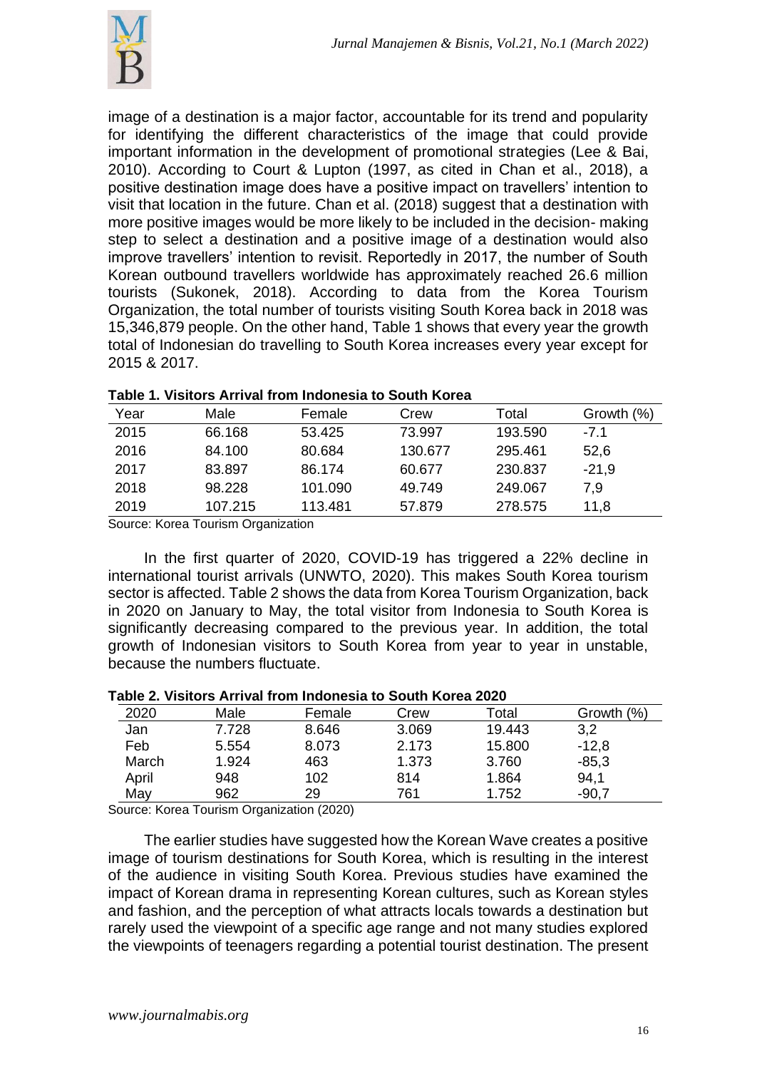image of a destination is a major factor, accountable for its trend and popularity for identifying the different characteristics of the image that could provide important information in the development of promotional strategies (Lee & Bai, 2010). According to Court & Lupton (1997, as cited in Chan et al., 2018), a positive destination image does have a positive impact on travellers' intention to visit that location in the future. Chan et al. (2018) suggest that a destination with more positive images would be more likely to be included in the decision- making step to select a destination and a positive image of a destination would also improve travellers' intention to revisit. Reportedly in 2017, the number of South Korean outbound travellers worldwide has approximately reached 26.6 million tourists (Sukonek, 2018). According to data from the Korea Tourism Organization, the total number of tourists visiting South Korea back in 2018 was 15,346,879 people. On the other hand, Table 1 shows that every year the growth total of Indonesian do travelling to South Korea increases every year except for 2015 & 2017.

**Table 1. Visitors Arrival from Indonesia to South Korea**

| Year | Male | Female | Crew | Total | Growth (%) |
|---|---|---|---|---|---|
| 2015 | 66.168 | 53.425 | 73.997 | 193.590 | -7.1 |
| 2016 | 84.100 | 80.684 | 130.677 | 295.461 | 52,6 |
| 2017 | 83.897 | 86.174 | 60.677 | 230.837 | -21,9 |
| 2018 | 98.228 | 101.090 | 49.749 | 249.067 | 7,9 |
| 2019 | 107.215 | 113.481 | 57.879 | 278.575 | 11,8 |

Source: Korea Tourism Organization

In the first quarter of 2020, COVID-19 has triggered a 22% decline in international tourist arrivals (UNWTO, 2020). This makes South Korea tourism sector is affected. Table 2 shows the data from Korea Tourism Organization, back in 2020 on January to May, the total visitor from Indonesia to South Korea is significantly decreasing compared to the previous year. In addition, the total growth of Indonesian visitors to South Korea from year to year in unstable, because the numbers fluctuate.

**Table 2. Visitors Arrival from Indonesia to South Korea 2020**

| 2020 | Male | Female | Crew | Total | Growth (%) |
|---|---|---|---|---|---|
| Jan | 7.728 | 8.646 | 3.069 | 19.443 | 3,2 |
| Feb | 5.554 | 8.073 | 2.173 | 15.800 | -12,8 |
| March | 1.924 | 463 | 1.373 | 3.760 | -85,3 |
| April | 948 | 102 | 814 | 1.864 | 94,1 |
| May | 962 | 29 | 761 | 1.752 | -90,7 |

Source: Korea Tourism Organization (2020)

The earlier studies have suggested how the Korean Wave creates a positive image of tourism destinations for South Korea, which is resulting in the interest of the audience in visiting South Korea. Previous studies have examined the impact of Korean drama in representing Korean cultures, such as Korean styles and fashion, and the perception of what attracts locals towards a destination but rarely used the viewpoint of a specific age range and not many studies explored the viewpoints of teenagers regarding a potential tourist destination. The present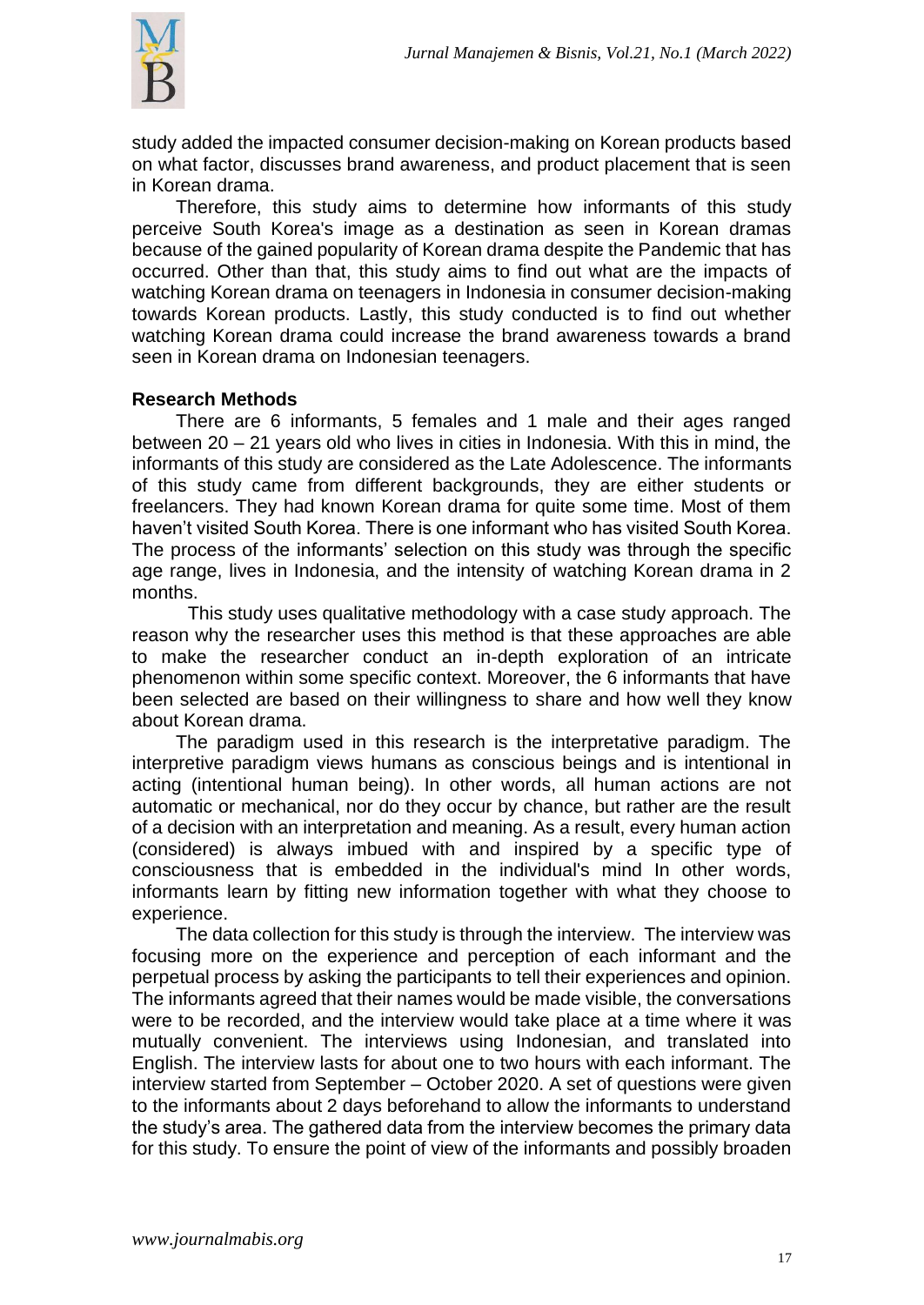study added the impacted consumer decision-making on Korean products based on what factor, discusses brand awareness, and product placement that is seen in Korean drama.

Therefore, this study aims to determine how informants of this study perceive South Korea's image as a destination as seen in Korean dramas because of the gained popularity of Korean drama despite the Pandemic that has occurred. Other than that, this study aims to find out what are the impacts of watching Korean drama on teenagers in Indonesia in consumer decision-making towards Korean products. Lastly, this study conducted is to find out whether watching Korean drama could increase the brand awareness towards a brand seen in Korean drama on Indonesian teenagers.

## Research Methods

There are 6 informants, 5 females and 1 male and their ages ranged between 20 – 21 years old who lives in cities in Indonesia. With this in mind, the informants of this study are considered as the Late Adolescence. The informants of this study came from different backgrounds, they are either students or freelancers. They had known Korean drama for quite some time. Most of them haven't visited South Korea. There is one informant who has visited South Korea. The process of the informants' selection on this study was through the specific age range, lives in Indonesia, and the intensity of watching Korean drama in 2 months.

This study uses qualitative methodology with a case study approach. The reason why the researcher uses this method is that these approaches are able to make the researcher conduct an in-depth exploration of an intricate phenomenon within some specific context. Moreover, the 6 informants that have been selected are based on their willingness to share and how well they know about Korean drama.

The paradigm used in this research is the interpretative paradigm. The interpretive paradigm views humans as conscious beings and is intentional in acting (intentional human being). In other words, all human actions are not automatic or mechanical, nor do they occur by chance, but rather are the result of a decision with an interpretation and meaning. As a result, every human action (considered) is always imbued with and inspired by a specific type of consciousness that is embedded in the individual's mind In other words, informants learn by fitting new information together with what they choose to experience.

The data collection for this study is through the interview. The interview was focusing more on the experience and perception of each informant and the perpetual process by asking the participants to tell their experiences and opinion. The informants agreed that their names would be made visible, the conversations were to be recorded, and the interview would take place at a time where it was mutually convenient. The interviews using Indonesian, and translated into English. The interview lasts for about one to two hours with each informant. The interview started from September – October 2020. A set of questions were given to the informants about 2 days beforehand to allow the informants to understand the study's area. The gathered data from the interview becomes the primary data for this study. To ensure the point of view of the informants and possibly broaden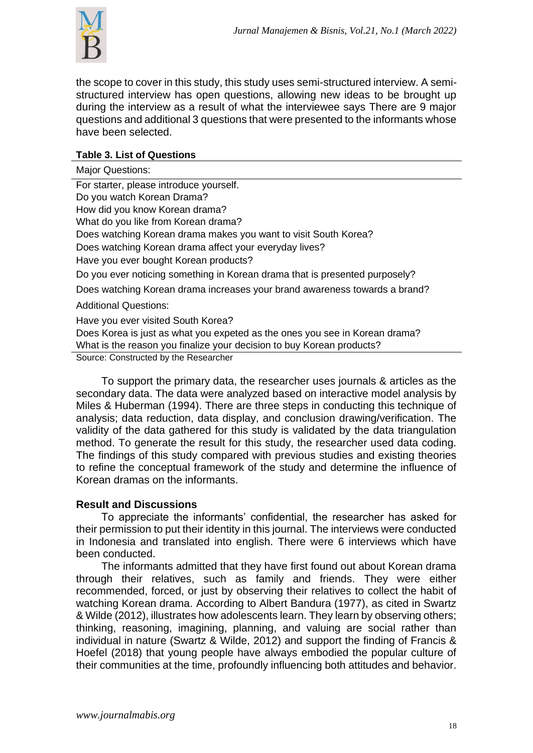the scope to cover in this study, this study uses semi-structured interview. A semi-structured interview has open questions, allowing new ideas to be brought up during the interview as a result of what the interviewee says There are 9 major questions and additional 3 questions that were presented to the informants whose have been selected.

**Table 3. List of Questions**

| Major Questions: |
|---|
| For starter, please introduce yourself. |
| Do you watch Korean Drama? |
| How did you know Korean drama? |
| What do you like from Korean drama? |
| Does watching Korean drama makes you want to visit South Korea? |
| Does watching Korean drama affect your everyday lives? |
| Have you ever bought Korean products? |
| Do you ever noticing something in Korean drama that is presented purposely? |
| Does watching Korean drama increases your brand awareness towards a brand? |
| Additional Questions: |
| Have you ever visited South Korea? |
| Does Korea is just as what you expeted as the ones you see in Korean drama? |
| What is the reason you finalize your decision to buy Korean products? |

Source: Constructed by the Researcher

To support the primary data, the researcher uses journals & articles as the secondary data. The data were analyzed based on interactive model analysis by Miles & Huberman (1994). There are three steps in conducting this technique of analysis; data reduction, data display, and conclusion drawing/verification. The validity of the data gathered for this study is validated by the data triangulation method. To generate the result for this study, the researcher used data coding. The findings of this study compared with previous studies and existing theories to refine the conceptual framework of the study and determine the influence of Korean dramas on the informants.

## Result and Discussions

To appreciate the informants' confidential, the researcher has asked for their permission to put their identity in this journal. The interviews were conducted in Indonesia and translated into english. There were 6 interviews which have been conducted.

The informants admitted that they have first found out about Korean drama through their relatives, such as family and friends. They were either recommended, forced, or just by observing their relatives to collect the habit of watching Korean drama. According to Albert Bandura (1977), as cited in Swartz & Wilde (2012), illustrates how adolescents learn. They learn by observing others; thinking, reasoning, imagining, planning, and valuing are social rather than individual in nature (Swartz & Wilde, 2012) and support the finding of Francis & Hoefel (2018) that young people have always embodied the popular culture of their communities at the time, profoundly influencing both attitudes and behavior.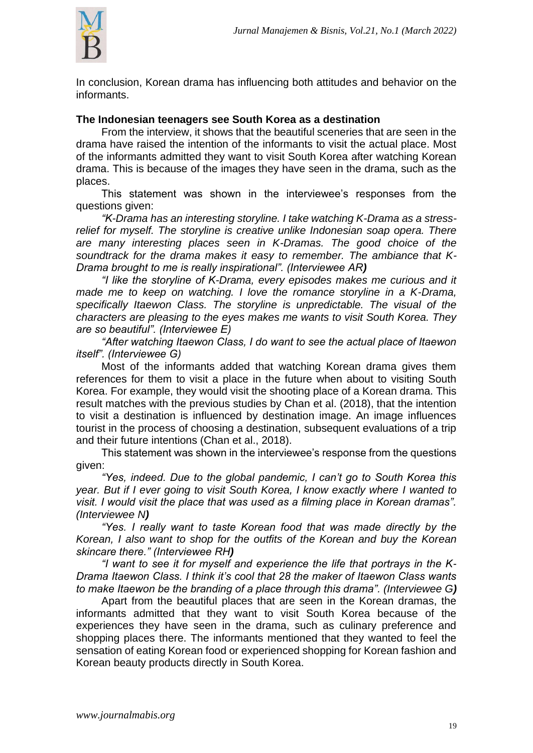In conclusion, Korean drama has influencing both attitudes and behavior on the informants.

**The Indonesian teenagers see South Korea as a destination**

From the interview, it shows that the beautiful sceneries that are seen in the drama have raised the intention of the informants to visit the actual place. Most of the informants admitted they want to visit South Korea after watching Korean drama. This is because of the images they have seen in the drama, such as the places.

This statement was shown in the interviewee's responses from the questions given:

*"K-Drama has an interesting storyline. I take watching K-Drama as a stress-relief for myself. The storyline is creative unlike Indonesian soap opera. There are many interesting places seen in K-Dramas. The good choice of the soundtrack for the drama makes it easy to remember. The ambiance that K-Drama brought to me is really inspirational". (Interviewee AR)*

*"I like the storyline of K-Drama, every episodes makes me curious and it made me to keep on watching. I love the romance storyline in a K-Drama, specifically Itaewon Class. The storyline is unpredictable. The visual of the characters are pleasing to the eyes makes me wants to visit South Korea. They are so beautiful". (Interviewee E)*

*"After watching Itaewon Class, I do want to see the actual place of Itaewon itself". (Interviewee G)*

Most of the informants added that watching Korean drama gives them references for them to visit a place in the future when about to visiting South Korea. For example, they would visit the shooting place of a Korean drama. This result matches with the previous studies by Chan et al. (2018), that the intention to visit a destination is influenced by destination image. An image influences tourist in the process of choosing a destination, subsequent evaluations of a trip and their future intentions (Chan et al., 2018).

This statement was shown in the interviewee's response from the questions given:

*"Yes, indeed. Due to the global pandemic, I can't go to South Korea this year. But if I ever going to visit South Korea, I know exactly where I wanted to visit. I would visit the place that was used as a filming place in Korean dramas". (Interviewee N)*

*"Yes. I really want to taste Korean food that was made directly by the Korean, I also want to shop for the outfits of the Korean and buy the Korean skincare there." (Interviewee RH)*

*"I want to see it for myself and experience the life that portrays in the K-Drama Itaewon Class. I think it's cool that 28 the maker of Itaewon Class wants to make Itaewon be the branding of a place through this drama". (Interviewee G)*

Apart from the beautiful places that are seen in the Korean dramas, the informants admitted that they want to visit South Korea because of the experiences they have seen in the drama, such as culinary preference and shopping places there. The informants mentioned that they wanted to feel the sensation of eating Korean food or experienced shopping for Korean fashion and Korean beauty products directly in South Korea.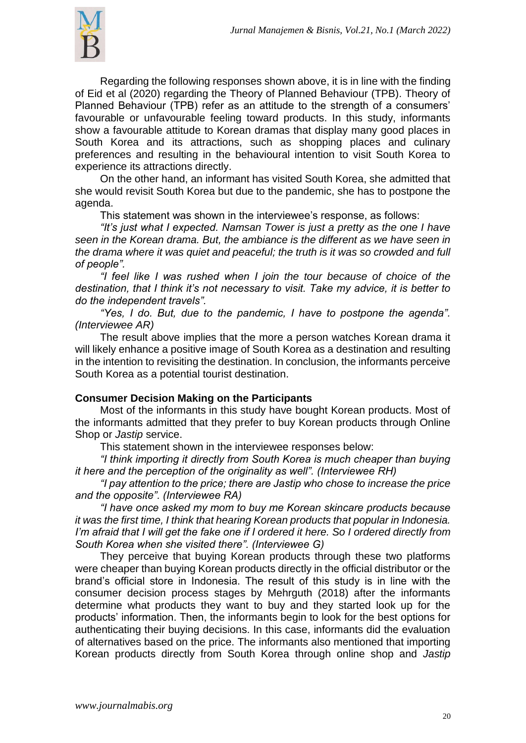Regarding the following responses shown above, it is in line with the finding of Eid et al (2020) regarding the Theory of Planned Behaviour (TPB). Theory of Planned Behaviour (TPB) refer as an attitude to the strength of a consumers' favourable or unfavourable feeling toward products. In this study, informants show a favourable attitude to Korean dramas that display many good places in South Korea and its attractions, such as shopping places and culinary preferences and resulting in the behavioural intention to visit South Korea to experience its attractions directly.

On the other hand, an informant has visited South Korea, she admitted that she would revisit South Korea but due to the pandemic, she has to postpone the agenda.

This statement was shown in the interviewee's response, as follows:

*"It's just what I expected. Namsan Tower is just a pretty as the one I have seen in the Korean drama. But, the ambiance is the different as we have seen in the drama where it was quiet and peaceful; the truth is it was so crowded and full of people".*

*"I feel like I was rushed when I join the tour because of choice of the destination, that I think it's not necessary to visit. Take my advice, it is better to do the independent travels".*

*"Yes, I do. But, due to the pandemic, I have to postpone the agenda". (Interviewee AR)*

The result above implies that the more a person watches Korean drama it will likely enhance a positive image of South Korea as a destination and resulting in the intention to revisiting the destination. In conclusion, the informants perceive South Korea as a potential tourist destination.

**Consumer Decision Making on the Participants**

Most of the informants in this study have bought Korean products. Most of the informants admitted that they prefer to buy Korean products through Online Shop or *Jastip* service.

This statement shown in the interviewee responses below:

*"I think importing it directly from South Korea is much cheaper than buying it here and the perception of the originality as well". (Interviewee RH)*

*"I pay attention to the price; there are Jastip who chose to increase the price and the opposite". (Interviewee RA)*

*"I have once asked my mom to buy me Korean skincare products because it was the first time, I think that hearing Korean products that popular in Indonesia. I'm afraid that I will get the fake one if I ordered it here. So I ordered directly from South Korea when she visited there". (Interviewee G)*

They perceive that buying Korean products through these two platforms were cheaper than buying Korean products directly in the official distributor or the brand's official store in Indonesia. The result of this study is in line with the consumer decision process stages by Mehrguth (2018) after the informants determine what products they want to buy and they started look up for the products' information. Then, the informants begin to look for the best options for authenticating their buying decisions. In this case, informants did the evaluation of alternatives based on the price. The informants also mentioned that importing Korean products directly from South Korea through online shop and *Jastip*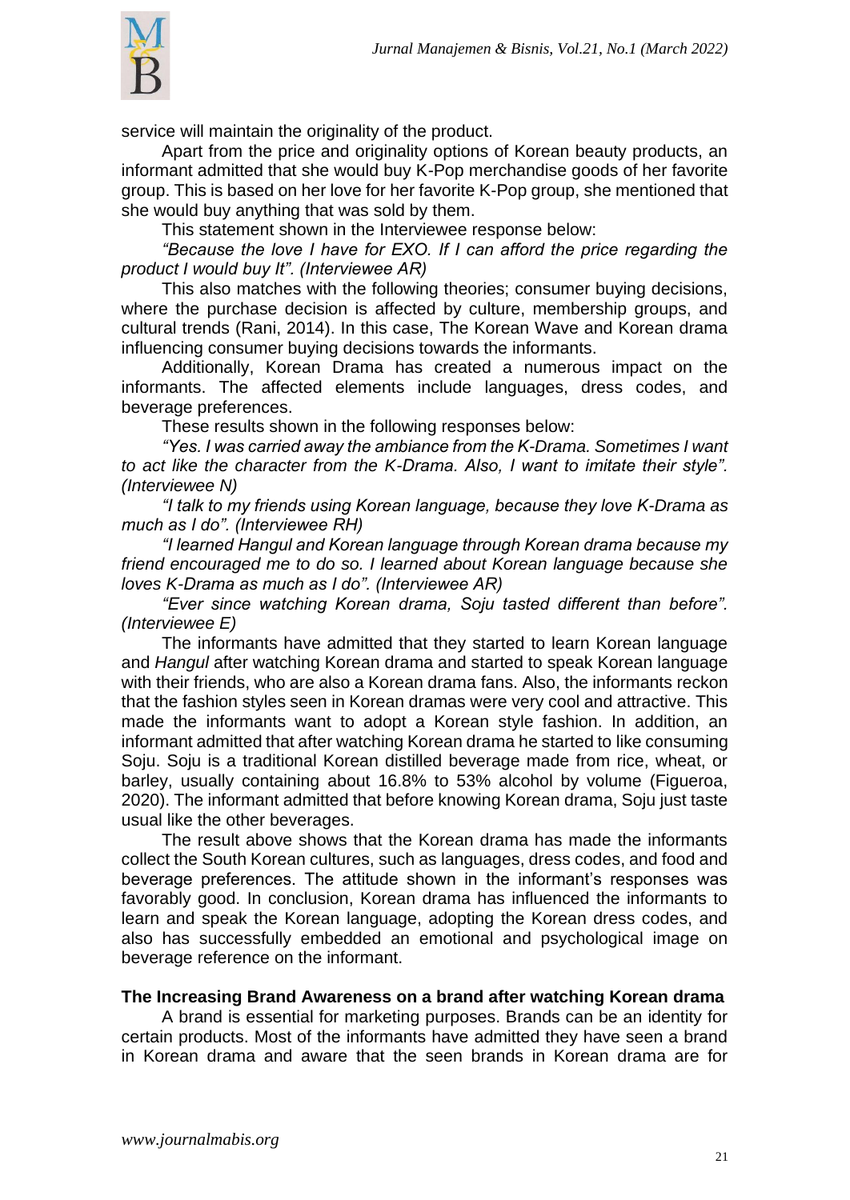service will maintain the originality of the product.

Apart from the price and originality options of Korean beauty products, an informant admitted that she would buy K-Pop merchandise goods of her favorite group. This is based on her love for her favorite K-Pop group, she mentioned that she would buy anything that was sold by them.

This statement shown in the Interviewee response below:

*"Because the love I have for EXO. If I can afford the price regarding the product I would buy It". (Interviewee AR)*

This also matches with the following theories; consumer buying decisions, where the purchase decision is affected by culture, membership groups, and cultural trends (Rani, 2014). In this case, The Korean Wave and Korean drama influencing consumer buying decisions towards the informants.

Additionally, Korean Drama has created a numerous impact on the informants. The affected elements include languages, dress codes, and beverage preferences.

These results shown in the following responses below:

*"Yes. I was carried away the ambiance from the K-Drama. Sometimes I want to act like the character from the K-Drama. Also, I want to imitate their style". (Interviewee N)*

*"I talk to my friends using Korean language, because they love K-Drama as much as I do". (Interviewee RH)*

*"I learned Hangul and Korean language through Korean drama because my friend encouraged me to do so. I learned about Korean language because she loves K-Drama as much as I do". (Interviewee AR)*

*"Ever since watching Korean drama, Soju tasted different than before". (Interviewee E)*

The informants have admitted that they started to learn Korean language and *Hangul* after watching Korean drama and started to speak Korean language with their friends, who are also a Korean drama fans. Also, the informants reckon that the fashion styles seen in Korean dramas were very cool and attractive. This made the informants want to adopt a Korean style fashion. In addition, an informant admitted that after watching Korean drama he started to like consuming Soju. Soju is a traditional Korean distilled beverage made from rice, wheat, or barley, usually containing about 16.8% to 53% alcohol by volume (Figueroa, 2020). The informant admitted that before knowing Korean drama, Soju just taste usual like the other beverages.

The result above shows that the Korean drama has made the informants collect the South Korean cultures, such as languages, dress codes, and food and beverage preferences. The attitude shown in the informant's responses was favorably good. In conclusion, Korean drama has influenced the informants to learn and speak the Korean language, adopting the Korean dress codes, and also has successfully embedded an emotional and psychological image on beverage reference on the informant.

**The Increasing Brand Awareness on a brand after watching Korean drama**

A brand is essential for marketing purposes. Brands can be an identity for certain products. Most of the informants have admitted they have seen a brand in Korean drama and aware that the seen brands in Korean drama are for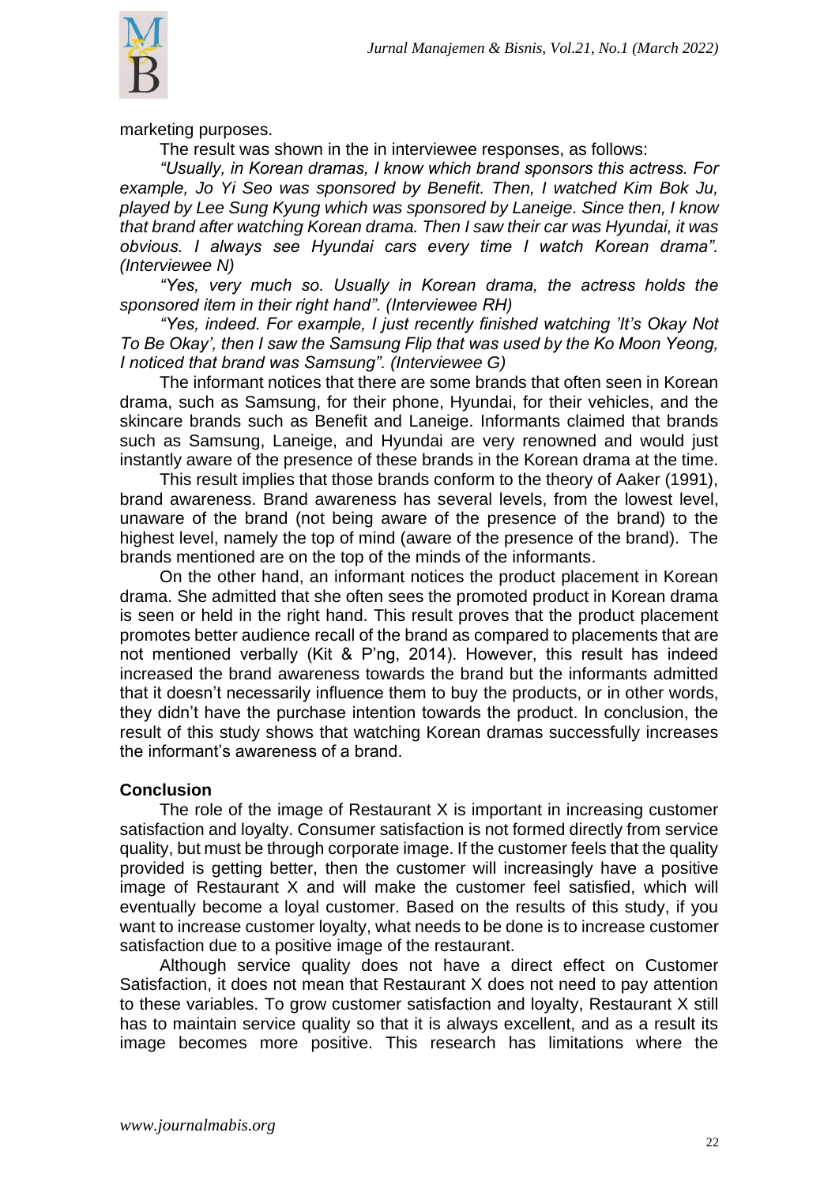marketing purposes.

The result was shown in the in interviewee responses, as follows:

*"Usually, in Korean dramas, I know which brand sponsors this actress. For example, Jo Yi Seo was sponsored by Benefit. Then, I watched Kim Bok Ju, played by Lee Sung Kyung which was sponsored by Laneige. Since then, I know that brand after watching Korean drama. Then I saw their car was Hyundai, it was obvious. I always see Hyundai cars every time I watch Korean drama". (Interviewee N)*

*"Yes, very much so. Usually in Korean drama, the actress holds the sponsored item in their right hand". (Interviewee RH)*

*"Yes, indeed. For example, I just recently finished watching 'It's Okay Not To Be Okay', then I saw the Samsung Flip that was used by the Ko Moon Yeong, I noticed that brand was Samsung". (Interviewee G)*

The informant notices that there are some brands that often seen in Korean drama, such as Samsung, for their phone, Hyundai, for their vehicles, and the skincare brands such as Benefit and Laneige. Informants claimed that brands such as Samsung, Laneige, and Hyundai are very renowned and would just instantly aware of the presence of these brands in the Korean drama at the time.

This result implies that those brands conform to the theory of Aaker (1991), brand awareness. Brand awareness has several levels, from the lowest level, unaware of the brand (not being aware of the presence of the brand) to the highest level, namely the top of mind (aware of the presence of the brand). The brands mentioned are on the top of the minds of the informants.

On the other hand, an informant notices the product placement in Korean drama. She admitted that she often sees the promoted product in Korean drama is seen or held in the right hand. This result proves that the product placement promotes better audience recall of the brand as compared to placements that are not mentioned verbally (Kit & P'ng, 2014). However, this result has indeed increased the brand awareness towards the brand but the informants admitted that it doesn't necessarily influence them to buy the products, or in other words, they didn't have the purchase intention towards the product. In conclusion, the result of this study shows that watching Korean dramas successfully increases the informant's awareness of a brand.

## Conclusion

The role of the image of Restaurant X is important in increasing customer satisfaction and loyalty. Consumer satisfaction is not formed directly from service quality, but must be through corporate image. If the customer feels that the quality provided is getting better, then the customer will increasingly have a positive image of Restaurant X and will make the customer feel satisfied, which will eventually become a loyal customer. Based on the results of this study, if you want to increase customer loyalty, what needs to be done is to increase customer satisfaction due to a positive image of the restaurant.

Although service quality does not have a direct effect on Customer Satisfaction, it does not mean that Restaurant X does not need to pay attention to these variables. To grow customer satisfaction and loyalty, Restaurant X still has to maintain service quality so that it is always excellent, and as a result its image becomes more positive. This research has limitations where the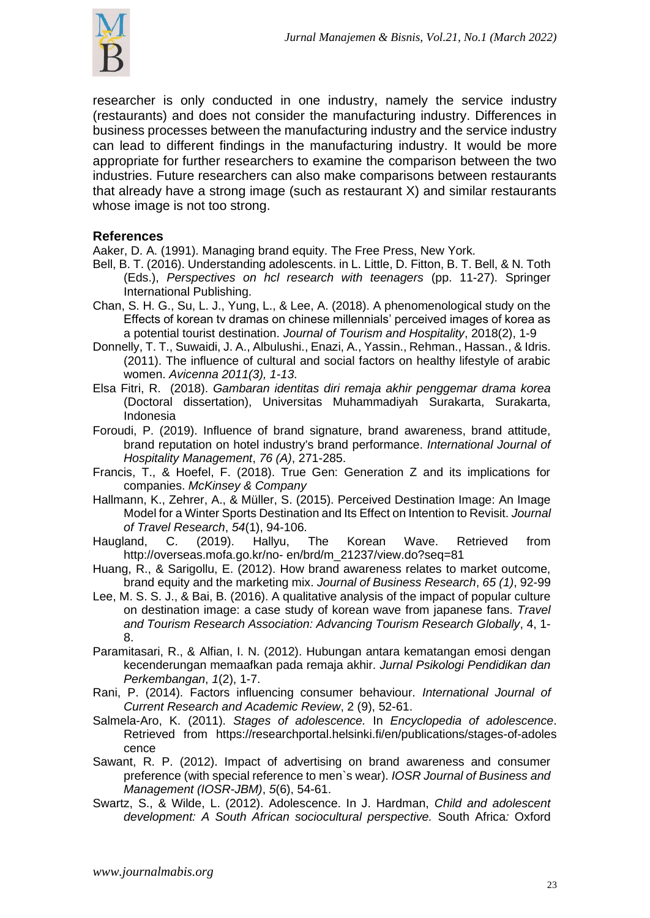researcher is only conducted in one industry, namely the service industry (restaurants) and does not consider the manufacturing industry. Differences in business processes between the manufacturing industry and the service industry can lead to different findings in the manufacturing industry. It would be more appropriate for further researchers to examine the comparison between the two industries. Future researchers can also make comparisons between restaurants that already have a strong image (such as restaurant X) and similar restaurants whose image is not too strong.

## References

Aaker, D. A. (1991). Managing brand equity. The Free Press, New York.

Bell, B. T. (2016). Understanding adolescents. in L. Little, D. Fitton, B. T. Bell, & N. Toth (Eds.), *Perspectives on hcl research with teenagers* (pp. 11-27). Springer International Publishing.

Chan, S. H. G., Su, L. J., Yung, L., & Lee, A. (2018). A phenomenological study on the Effects of korean tv dramas on chinese millennials' perceived images of korea as a potential tourist destination. *Journal of Tourism and Hospitality*, 2018(2), 1-9

Donnelly, T. T., Suwaidi, J. A., Albulushi., Enazi, A., Yassin., Rehman., Hassan., & Idris. (2011). The influence of cultural and social factors on healthy lifestyle of arabic women. *Avicenna 2011(3), 1-13*.

Elsa Fitri, R. (2018). *Gambaran identitas diri remaja akhir penggemar drama korea* (Doctoral dissertation), Universitas Muhammadiyah Surakarta, Surakarta, Indonesia

Foroudi, P. (2019). Influence of brand signature, brand awareness, brand attitude, brand reputation on hotel industry's brand performance. *International Journal of Hospitality Management*, *76 (A)*, 271-285.

Francis, T., & Hoefel, F. (2018). True Gen: Generation Z and its implications for companies. *McKinsey & Company*

Hallmann, K., Zehrer, A., & Müller, S. (2015). Perceived Destination Image: An Image Model for a Winter Sports Destination and Its Effect on Intention to Revisit. *Journal of Travel Research*, *54*(1), 94-106.

Haugland, C. (2019). Hallyu, The Korean Wave. Retrieved from http://overseas.mofa.go.kr/no- en/brd/m_21237/view.do?seq=81

Huang, R., & Sarigollu, E. (2012). How brand awareness relates to market outcome, brand equity and the marketing mix. *Journal of Business Research*, *65 (1)*, 92-99

Lee, M. S. S. J., & Bai, B. (2016). A qualitative analysis of the impact of popular culture on destination image: a case study of korean wave from japanese fans. *Travel and Tourism Research Association: Advancing Tourism Research Globally*, 4, 1-8.

Paramitasari, R., & Alfian, I. N. (2012). Hubungan antara kematangan emosi dengan kecenderungan memaafkan pada remaja akhir. *Jurnal Psikologi Pendidikan dan Perkembangan*, *1*(2), 1-7.

Rani, P. (2014). Factors influencing consumer behaviour. *International Journal of Current Research and Academic Review*, 2 (9), 52-61.

Salmela-Aro, K. (2011). *Stages of adolescence.* In *Encyclopedia of adolescence*. Retrieved from https://researchportal.helsinki.fi/en/publications/stages-of-adolescence

Sawant, R. P. (2012). Impact of advertising on brand awareness and consumer preference (with special reference to men`s wear). *IOSR Journal of Business and Management (IOSR-JBM)*, *5*(6), 54-61.

Swartz, S., & Wilde, L. (2012). Adolescence. In J. Hardman, *Child and adolescent development: A South African sociocultural perspective.* South Africa*:* Oxford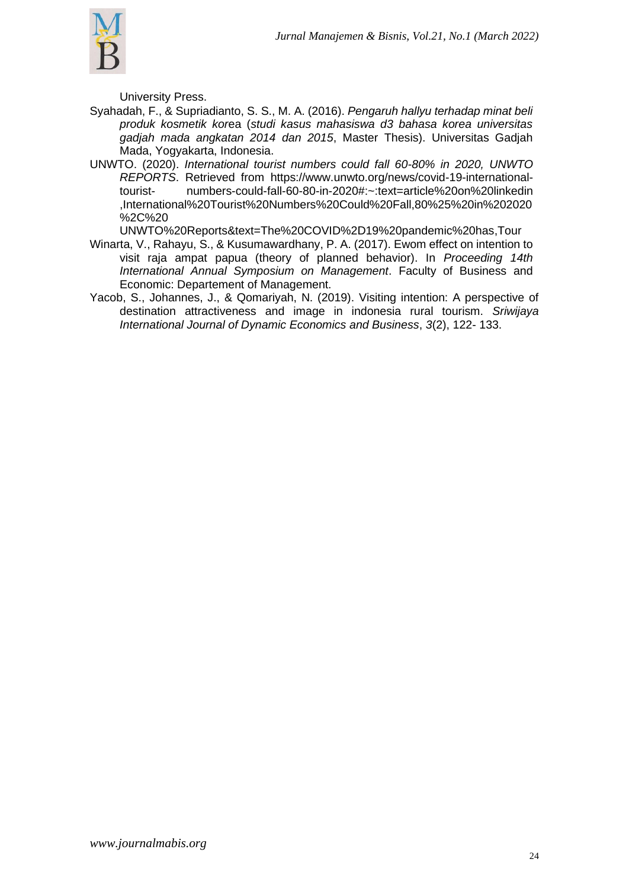University Press.

Syahadah, F., & Supriadianto, S. S., M. A. (2016). *Pengaruh hallyu terhadap minat beli produk kosmetik kor*ea (*studi kasus mahasiswa d3 bahasa korea universitas gadjah mada angkatan 2014 dan 2015*, Master Thesis). Universitas Gadjah Mada, Yogyakarta, Indonesia.

UNWTO. (2020). *International tourist numbers could fall 60-80% in 2020, UNWTO REPORTS*. Retrieved from https://www.unwto.org/news/covid-19-international-tourist- numbers-could-fall-60-80-in-2020#:~:text=article%20on%20linkedin ,International%20Tourist%20Numbers%20Could%20Fall,80%25%20in%202020 %2C%20 UNWTO%20Reports&text=The%20COVID%2D19%20pandemic%20has,Tour

Winarta, V., Rahayu, S., & Kusumawardhany, P. A. (2017). Ewom effect on intention to visit raja ampat papua (theory of planned behavior). In *Proceeding 14th International Annual Symposium on Management*. Faculty of Business and Economic: Departement of Management.

Yacob, S., Johannes, J., & Qomariyah, N. (2019). Visiting intention: A perspective of destination attractiveness and image in indonesia rural tourism. *Sriwijaya International Journal of Dynamic Economics and Business*, *3*(2), 122- 133.